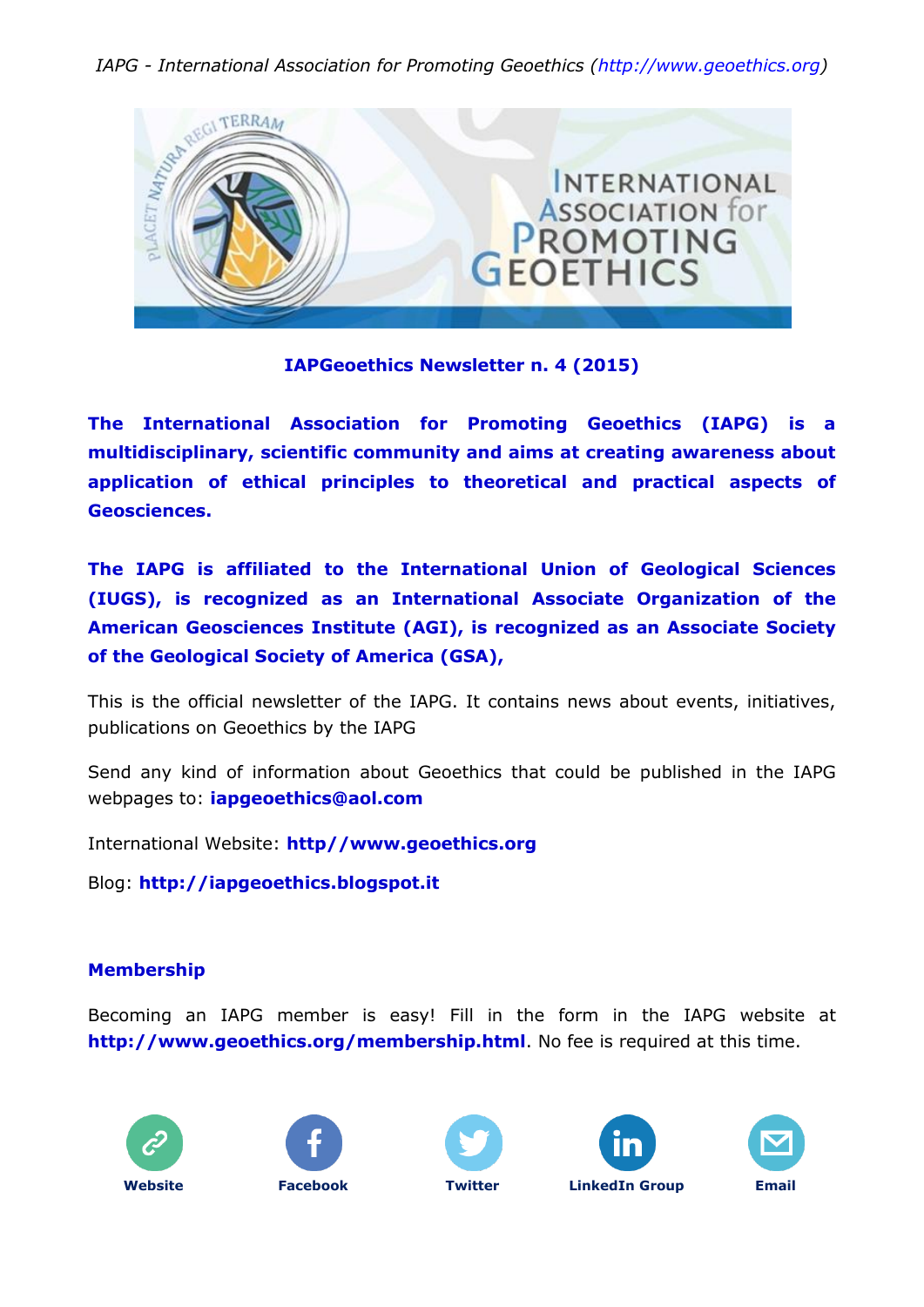*IAPG - International Association for Promoting Geoethics (http://www.geoethics.org)*

**IAPGeoethics Newsletter n. 4 (2015)**

**The International Association for Promoting Geoethics (IAPG) is a multidisciplinary, scientific community and aims at creating awareness about application of ethical principles to theoretical and practical aspects of Geosciences.**

**The IAPG is affiliated to the International Union of Geological Sciences (IUGS), is recognized as an International Associate Organization of the American Geosciences Institute (AGI), is recognized as an Associate Society of the Geological Society of America (GSA),**

This is the official newsletter of the IAPG. It contains news about events, initiatives, publications on Geoethics by the IAPG

Send any kind of information about Geoethics that could be published in the IAPG webpages to: **iapgeoethics@aol.com**

International Website: **http//www.geoethics.org**

Blog: **http://iapgeoethics.blogspot.it**

## Membership

Becoming an IAPG member is easy! Fill in the form in the IAPG website at **http://www.geoethics.org/membership.html**. No fee is required at this time.

**Website** **Facebook** **Twitter** **LinkedIn Group** **Email**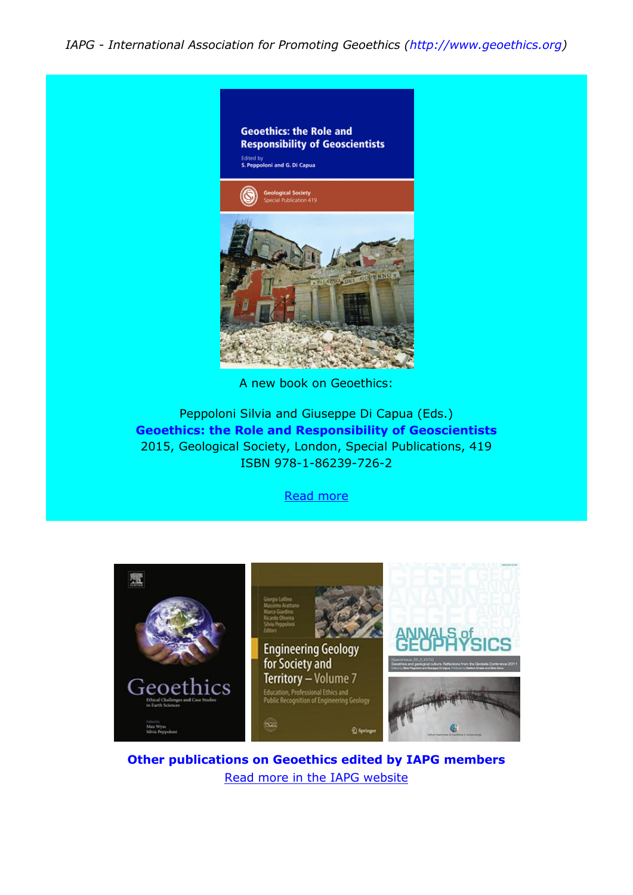A new book on Geoethics:

Peppoloni Silvia and Giuseppe Di Capua (Eds.)

**Geoethics: the Role and Responsibility of Geoscientists**

2015, Geological Society, London, Special Publications, 419

ISBN 978-1-86239-726-2

Read more

**Other publications on Geoethics edited by IAPG members**

Read more in the IAPG website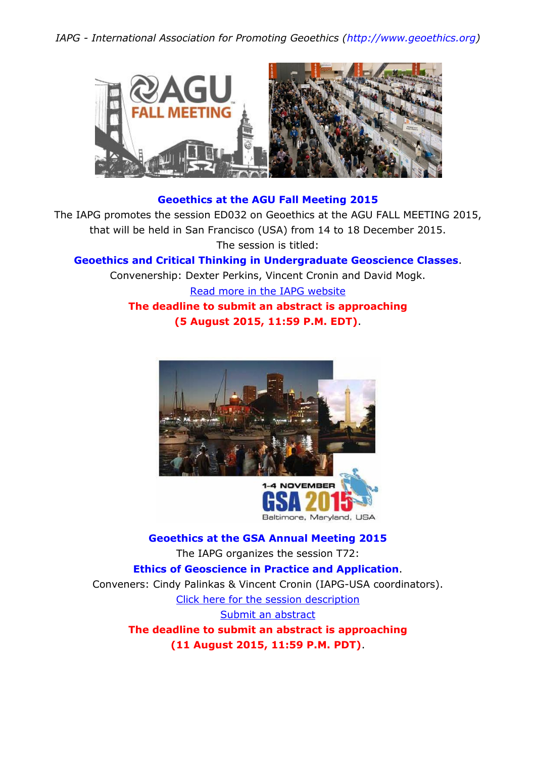## Geoethics at the AGU Fall Meeting 2015

The IAPG promotes the session ED032 on Geoethics at the AGU FALL MEETING 2015, that will be held in San Francisco (USA) from 14 to 18 December 2015.

The session is titled:

**Geoethics and Critical Thinking in Undergraduate Geoscience Classes**.

Convenership: Dexter Perkins, Vincent Cronin and David Mogk.

Read more in the IAPG website

**The deadline to submit an abstract is approaching (5 August 2015, 11:59 P.M. EDT)**.

## Geoethics at the GSA Annual Meeting 2015

The IAPG organizes the session T72:

**Ethics of Geoscience in Practice and Application**.

Conveners: Cindy Palinkas & Vincent Cronin (IAPG-USA coordinators).

Click here for the session description

Submit an abstract

**The deadline to submit an abstract is approaching (11 August 2015, 11:59 P.M. PDT)**.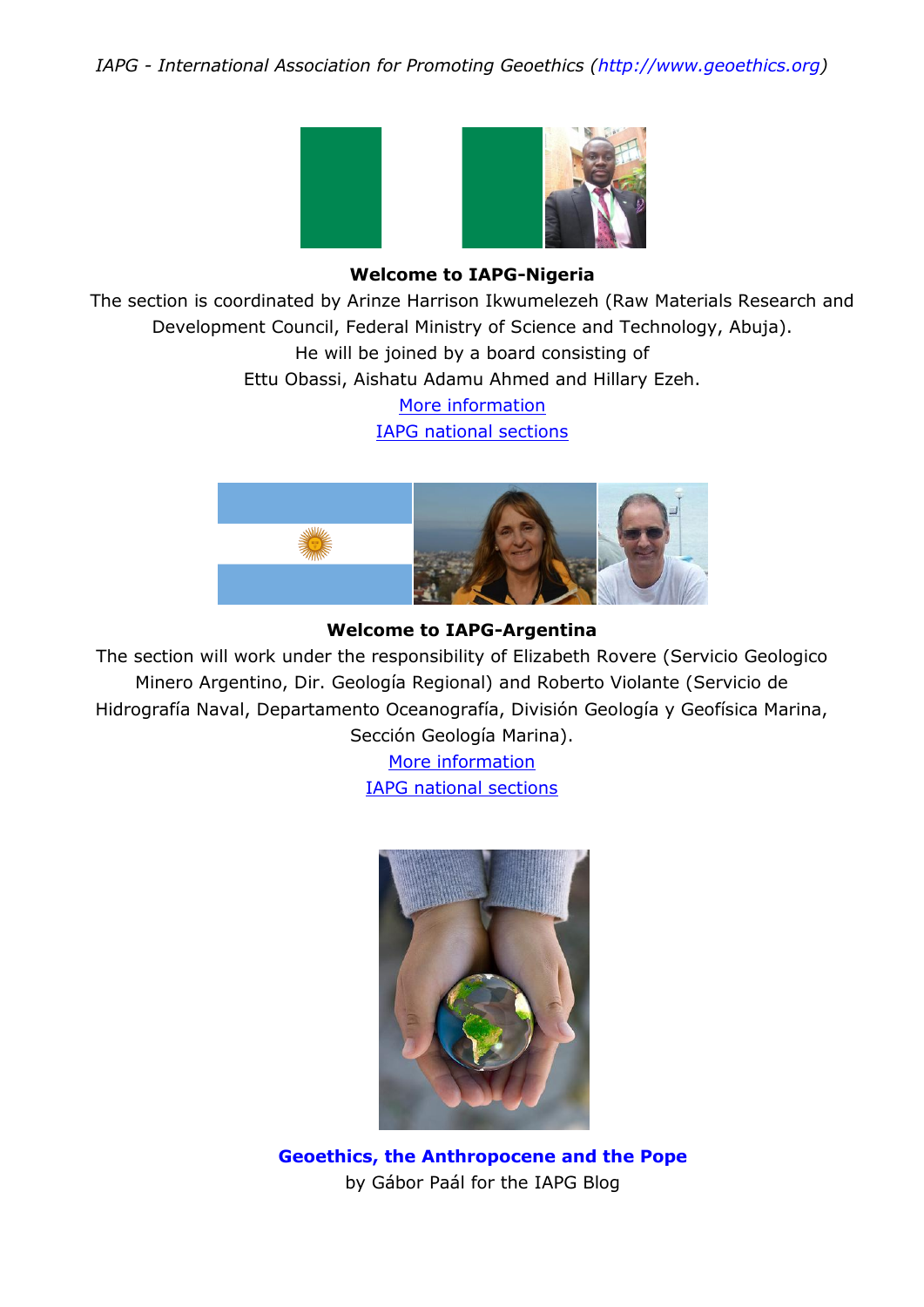**Welcome to IAPG-Nigeria**

The section is coordinated by Arinze Harrison Ikwumelezeh (Raw Materials Research and Development Council, Federal Ministry of Science and Technology, Abuja).
He will be joined by a board consisting of
Ettu Obassi, Aishatu Adamu Ahmed and Hillary Ezeh.

More information

IAPG national sections

**Welcome to IAPG-Argentina**

The section will work under the responsibility of Elizabeth Rovere (Servicio Geologico Minero Argentino, Dir. Geología Regional) and Roberto Violante (Servicio de Hidrografía Naval, Departamento Oceanografía, División Geología y Geofísica Marina, Sección Geología Marina).

More information

IAPG national sections

**Geoethics, the Anthropocene and the Pope**
by Gábor Paál for the IAPG Blog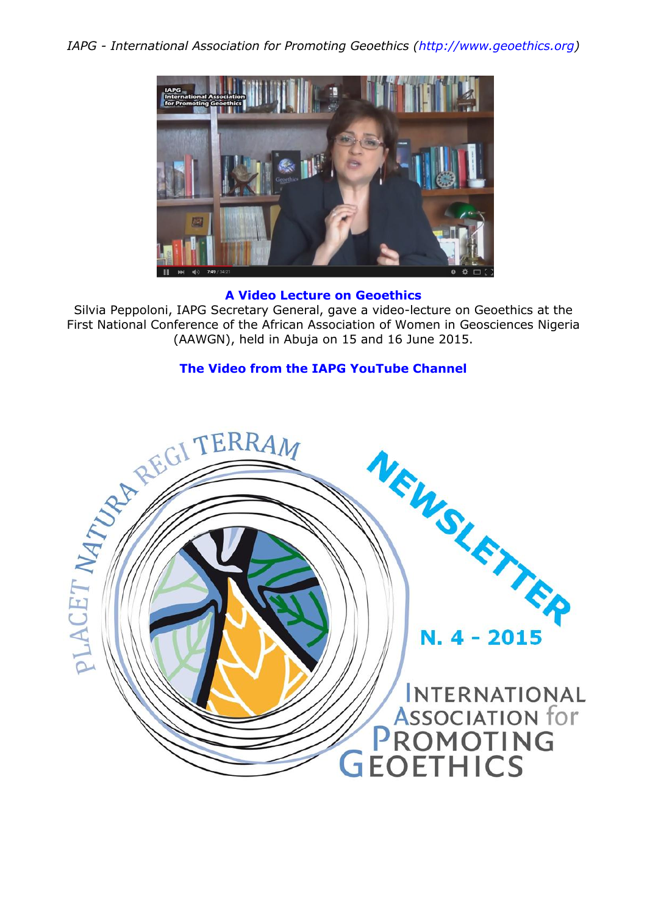**A Video Lecture on Geoethics**

Silvia Peppoloni, IAPG Secretary General, gave a video-lecture on Geoethics at the First National Conference of the African Association of Women in Geosciences Nigeria (AAWGN), held in Abuja on 15 and 16 June 2015.

**The Video from the IAPG YouTube Channel**

PLACET NATURA REGI TERRAM

NEWSLETTER

N. 4 - 2015

INTERNATIONAL ASSOCIATION for PROMOTING GEOETHICS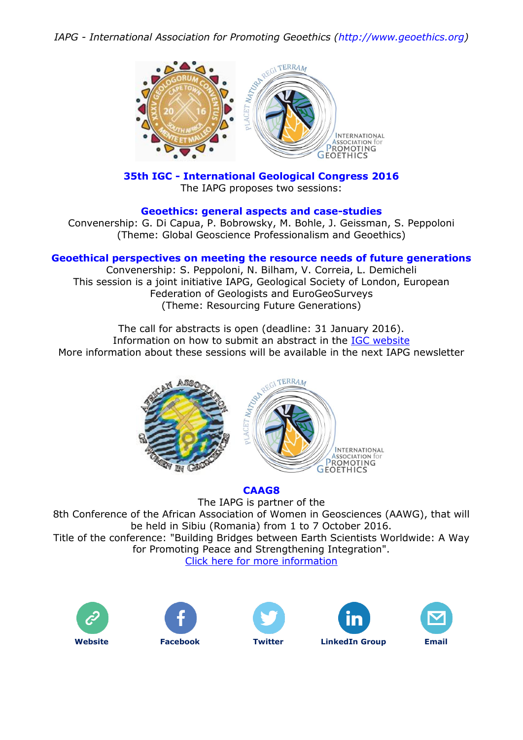*IAPG - International Association for Promoting Geoethics (http://www.geoethics.org)*

## 35th IGC - International Geological Congress 2016

The IAPG proposes two sessions:

### Geoethics: general aspects and case-studies

Convenership: G. Di Capua, P. Bobrowsky, M. Bohle, J. Geissman, S. Peppoloni
(Theme: Global Geoscience Professionalism and Geoethics)

### Geoethical perspectives on meeting the resource needs of future generations

Convenership: S. Peppoloni, N. Bilham, V. Correia, L. Demicheli
This session is a joint initiative IAPG, Geological Society of London, European Federation of Geologists and EuroGeoSurveys
(Theme: Resourcing Future Generations)

The call for abstracts is open (deadline: 31 January 2016).
Information on how to submit an abstract in the IGC website
More information about these sessions will be available in the next IAPG newsletter

## CAAG8

The IAPG is partner of the
8th Conference of the African Association of Women in Geosciences (AAWG), that will be held in Sibiu (Romania) from 1 to 7 October 2016.
Title of the conference: "Building Bridges between Earth Scientists Worldwide: A Way for Promoting Peace and Strengthening Integration".
Click here for more information

Website | Facebook | Twitter | LinkedIn Group | Email